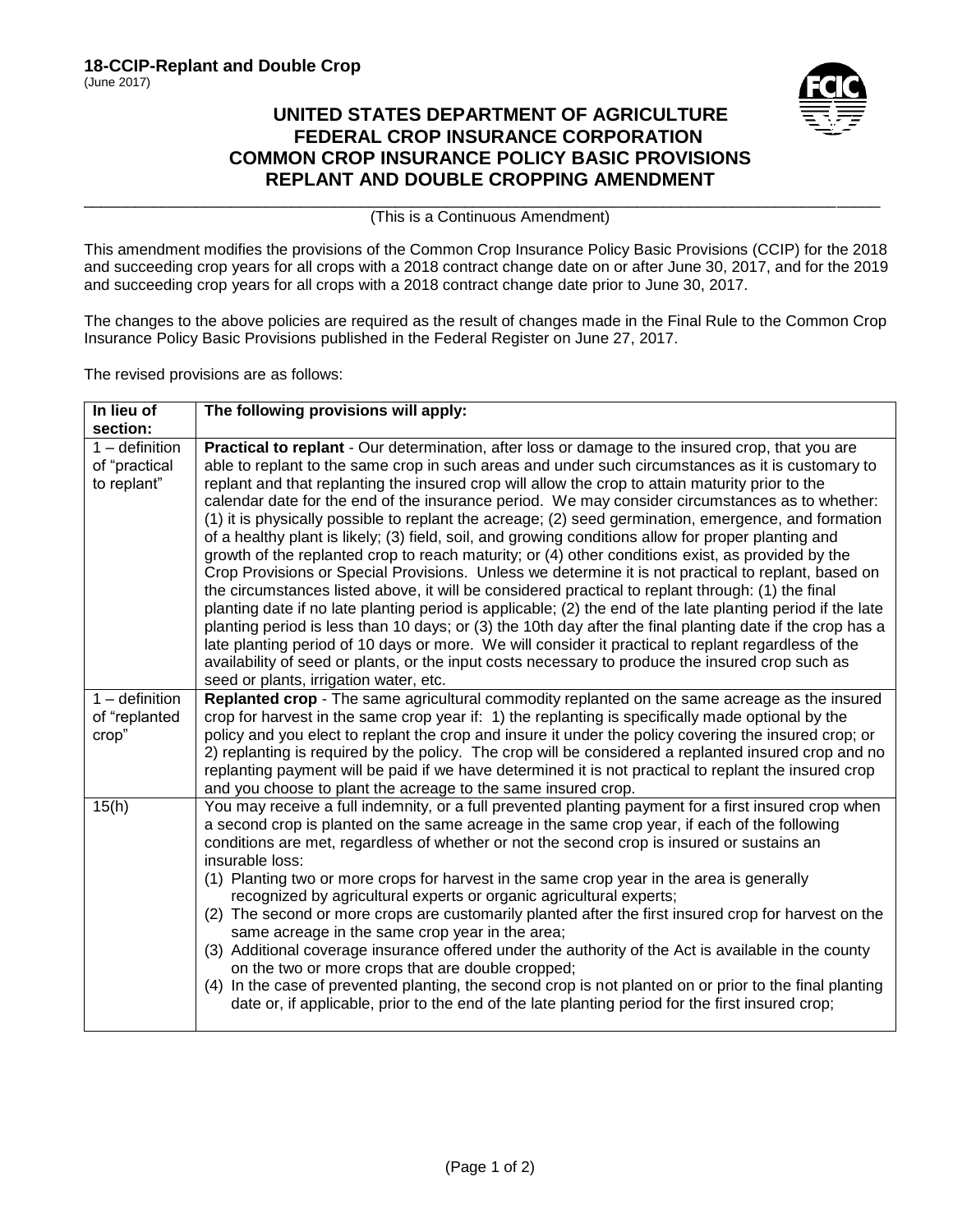**18-CCIP-Replant and Double Crop**
(June 2017)

# UNITED STATES DEPARTMENT OF AGRICULTURE
# FEDERAL CROP INSURANCE CORPORATION
# COMMON CROP INSURANCE POLICY BASIC PROVISIONS
# REPLANT AND DOUBLE CROPPING AMENDMENT

(This is a Continuous Amendment)

This amendment modifies the provisions of the Common Crop Insurance Policy Basic Provisions (CCIP) for the 2018 and succeeding crop years for all crops with a 2018 contract change date on or after June 30, 2017, and for the 2019 and succeeding crop years for all crops with a 2018 contract change date prior to June 30, 2017.

The changes to the above policies are required as the result of changes made in the Final Rule to the Common Crop Insurance Policy Basic Provisions published in the Federal Register on June 27, 2017.

The revised provisions are as follows:

| In lieu of section: | The following provisions will apply: |
|---|---|
| 1 – definition of "practical to replant" | **Practical to replant** - Our determination, after loss or damage to the insured crop, that you are able to replant to the same crop in such areas and under such circumstances as it is customary to replant and that replanting the insured crop will allow the crop to attain maturity prior to the calendar date for the end of the insurance period. We may consider circumstances as to whether: (1) it is physically possible to replant the acreage; (2) seed germination, emergence, and formation of a healthy plant is likely; (3) field, soil, and growing conditions allow for proper planting and growth of the replanted crop to reach maturity; or (4) other conditions exist, as provided by the Crop Provisions or Special Provisions. Unless we determine it is not practical to replant, based on the circumstances listed above, it will be considered practical to replant through: (1) the final planting date if no late planting period is applicable; (2) the end of the late planting period if the late planting period is less than 10 days; or (3) the 10th day after the final planting date if the crop has a late planting period of 10 days or more. We will consider it practical to replant regardless of the availability of seed or plants, or the input costs necessary to produce the insured crop such as seed or plants, irrigation water, etc. |
| 1 – definition of "replanted crop" | **Replanted crop** - The same agricultural commodity replanted on the same acreage as the insured crop for harvest in the same crop year if: 1) the replanting is specifically made optional by the policy and you elect to replant the crop and insure it under the policy covering the insured crop; or 2) replanting is required by the policy. The crop will be considered a replanted insured crop and no replanting payment will be paid if we have determined it is not practical to replant the insured crop and you choose to plant the acreage to the same insured crop. |
| 15(h) | You may receive a full indemnity, or a full prevented planting payment for a first insured crop when a second crop is planted on the same acreage in the same crop year, if each of the following conditions are met, regardless of whether or not the second crop is insured or sustains an insurable loss:<br>(1) Planting two or more crops for harvest in the same crop year in the area is generally recognized by agricultural experts or organic agricultural experts;<br>(2) The second or more crops are customarily planted after the first insured crop for harvest on the same acreage in the same crop year in the area;<br>(3) Additional coverage insurance offered under the authority of the Act is available in the county on the two or more crops that are double cropped;<br>(4) In the case of prevented planting, the second crop is not planted on or prior to the final planting date or, if applicable, prior to the end of the late planting period for the first insured crop; |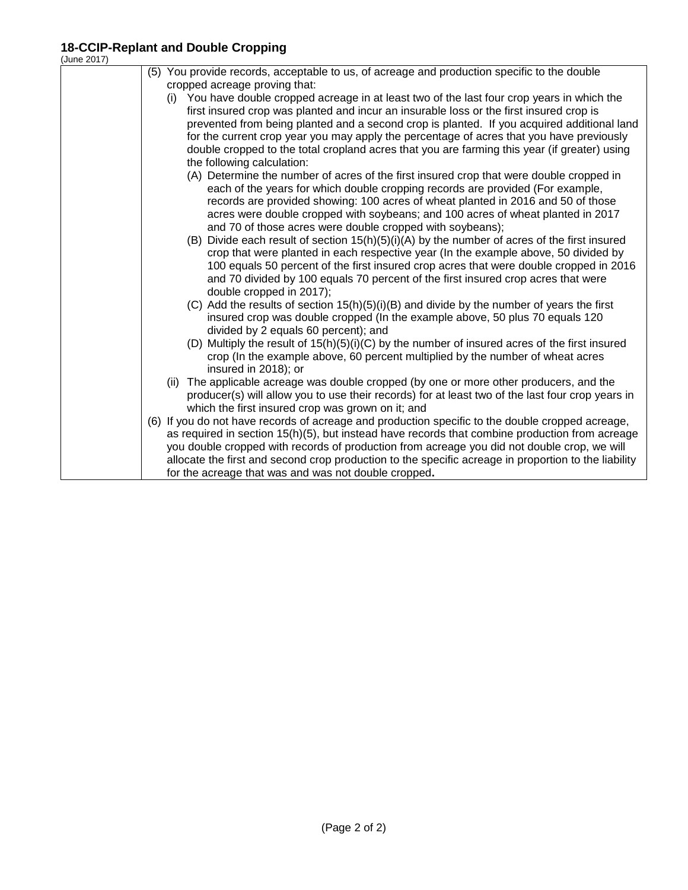# 18-CCIP-Replant and Double Cropping

(June 2017)

(5) You provide records, acceptable to us, of acreage and production specific to the double cropped acreage proving that:

- (i) You have double cropped acreage in at least two of the last four crop years in which the first insured crop was planted and incur an insurable loss or the first insured crop is prevented from being planted and a second crop is planted. If you acquired additional land for the current crop year you may apply the percentage of acres that you have previously double cropped to the total cropland acres that you are farming this year (if greater) using the following calculation:
  - (A) Determine the number of acres of the first insured crop that were double cropped in each of the years for which double cropping records are provided (For example, records are provided showing: 100 acres of wheat planted in 2016 and 50 of those acres were double cropped with soybeans; and 100 acres of wheat planted in 2017 and 70 of those acres were double cropped with soybeans);
  - (B) Divide each result of section 15(h)(5)(i)(A) by the number of acres of the first insured crop that were planted in each respective year (In the example above, 50 divided by 100 equals 50 percent of the first insured crop acres that were double cropped in 2016 and 70 divided by 100 equals 70 percent of the first insured crop acres that were double cropped in 2017);
  - (C) Add the results of section 15(h)(5)(i)(B) and divide by the number of years the first insured crop was double cropped (In the example above, 50 plus 70 equals 120 divided by 2 equals 60 percent); and
  - (D) Multiply the result of 15(h)(5)(i)(C) by the number of insured acres of the first insured crop (In the example above, 60 percent multiplied by the number of wheat acres insured in 2018); or
- (ii) The applicable acreage was double cropped (by one or more other producers, and the producer(s) will allow you to use their records) for at least two of the last four crop years in which the first insured crop was grown on it; and

(6) If you do not have records of acreage and production specific to the double cropped acreage, as required in section 15(h)(5), but instead have records that combine production from acreage you double cropped with records of production from acreage you did not double crop, we will allocate the first and second crop production to the specific acreage in proportion to the liability for the acreage that was and was not double cropped.